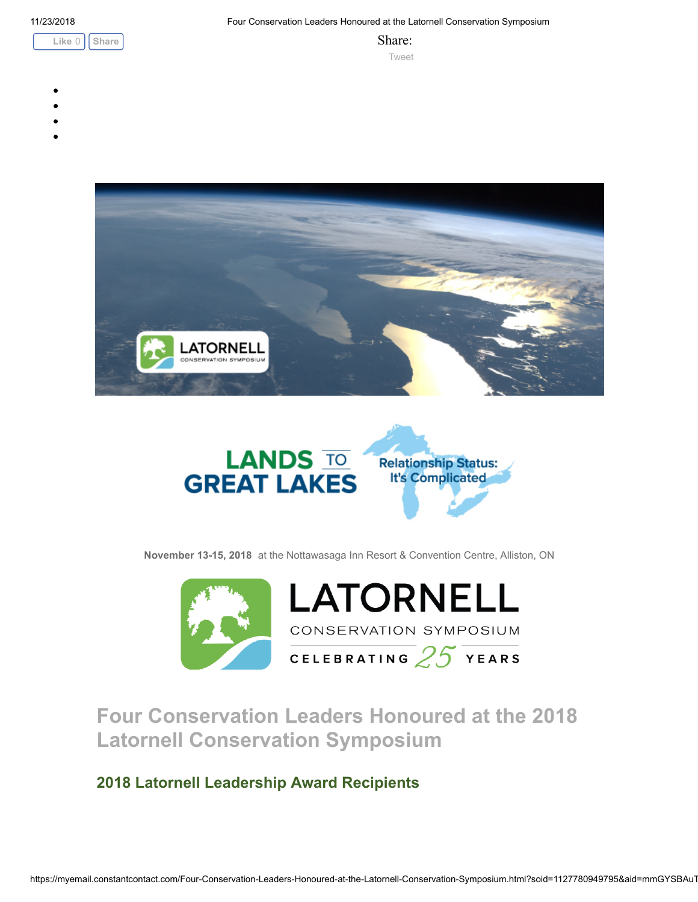Like 0 Share

Share:

Tweet

LANDS TO GREAT LAKES

Relationship Status: It's Complicated

**November 13-15, 2018** at the Nottawasaga Inn Resort & Convention Centre, Alliston, ON

LATORNELL CONSERVATION SYMPOSIUM

CELEBRATING 25 YEARS

# Four Conservation Leaders Honoured at the 2018 Latornell Conservation Symposium

## 2018 Latornell Leadership Award Recipients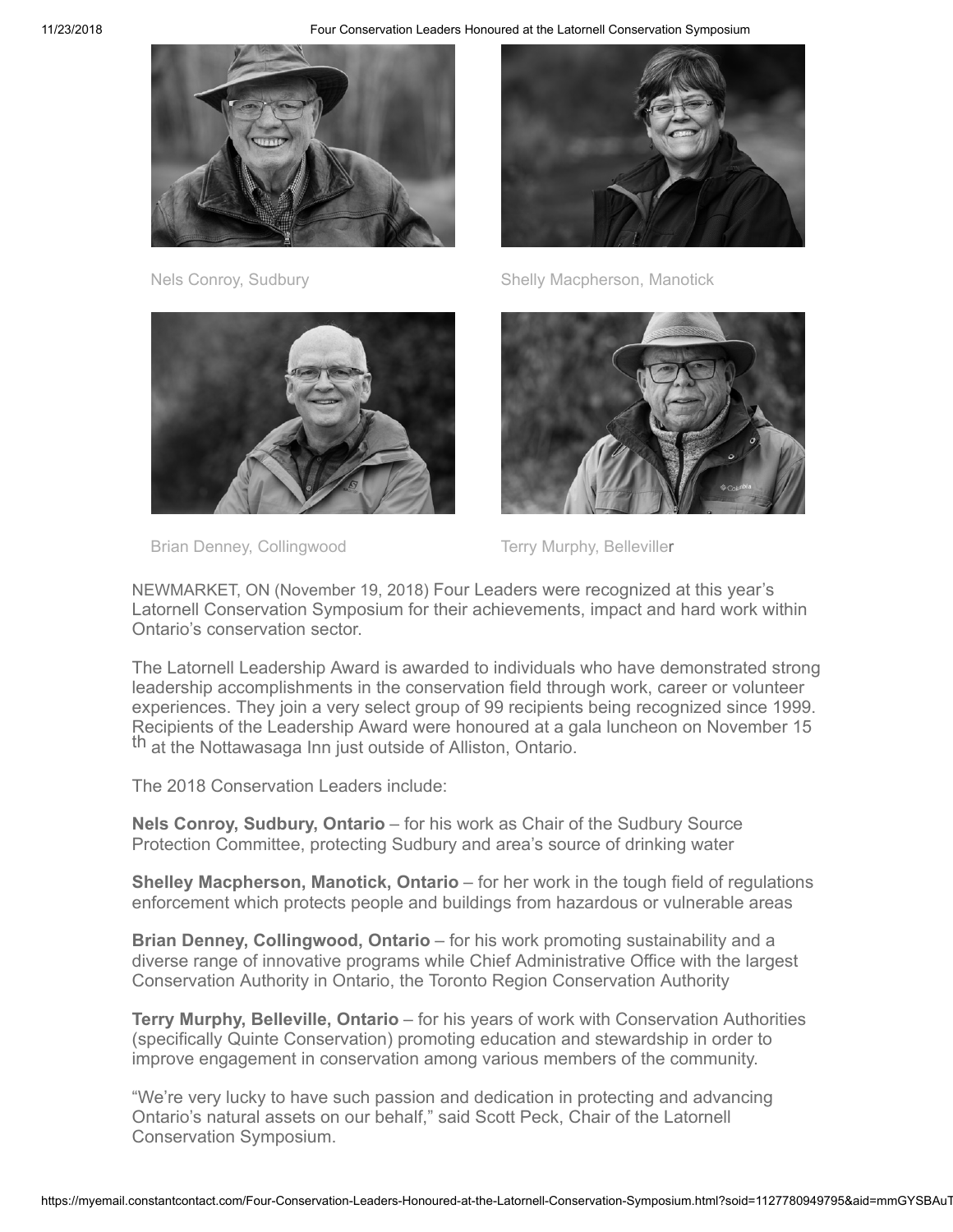Nels Conroy, Sudbury

Shelly Macpherson, Manotick

Brian Denney, Collingwood

Terry Murphy, Bellevillerr

NEWMARKET, ON (November 19, 2018) Four Leaders were recognized at this year's Latornell Conservation Symposium for their achievements, impact and hard work within Ontario's conservation sector.

The Latornell Leadership Award is awarded to individuals who have demonstrated strong leadership accomplishments in the conservation field through work, career or volunteer experiences. They join a very select group of 99 recipients being recognized since 1999. Recipients of the Leadership Award were honoured at a gala luncheon on November 15th at the Nottawasaga Inn just outside of Alliston, Ontario.

The 2018 Conservation Leaders include:

**Nels Conroy, Sudbury, Ontario** – for his work as Chair of the Sudbury Source Protection Committee, protecting Sudbury and area's source of drinking water

**Shelley Macpherson, Manotick, Ontario** – for her work in the tough field of regulations enforcement which protects people and buildings from hazardous or vulnerable areas

**Brian Denney, Collingwood, Ontario** – for his work promoting sustainability and a diverse range of innovative programs while Chief Administrative Office with the largest Conservation Authority in Ontario, the Toronto Region Conservation Authority

**Terry Murphy, Belleville, Ontario** – for his years of work with Conservation Authorities (specifically Quinte Conservation) promoting education and stewardship in order to improve engagement in conservation among various members of the community.

"We're very lucky to have such passion and dedication in protecting and advancing Ontario's natural assets on our behalf," said Scott Peck, Chair of the Latornell Conservation Symposium.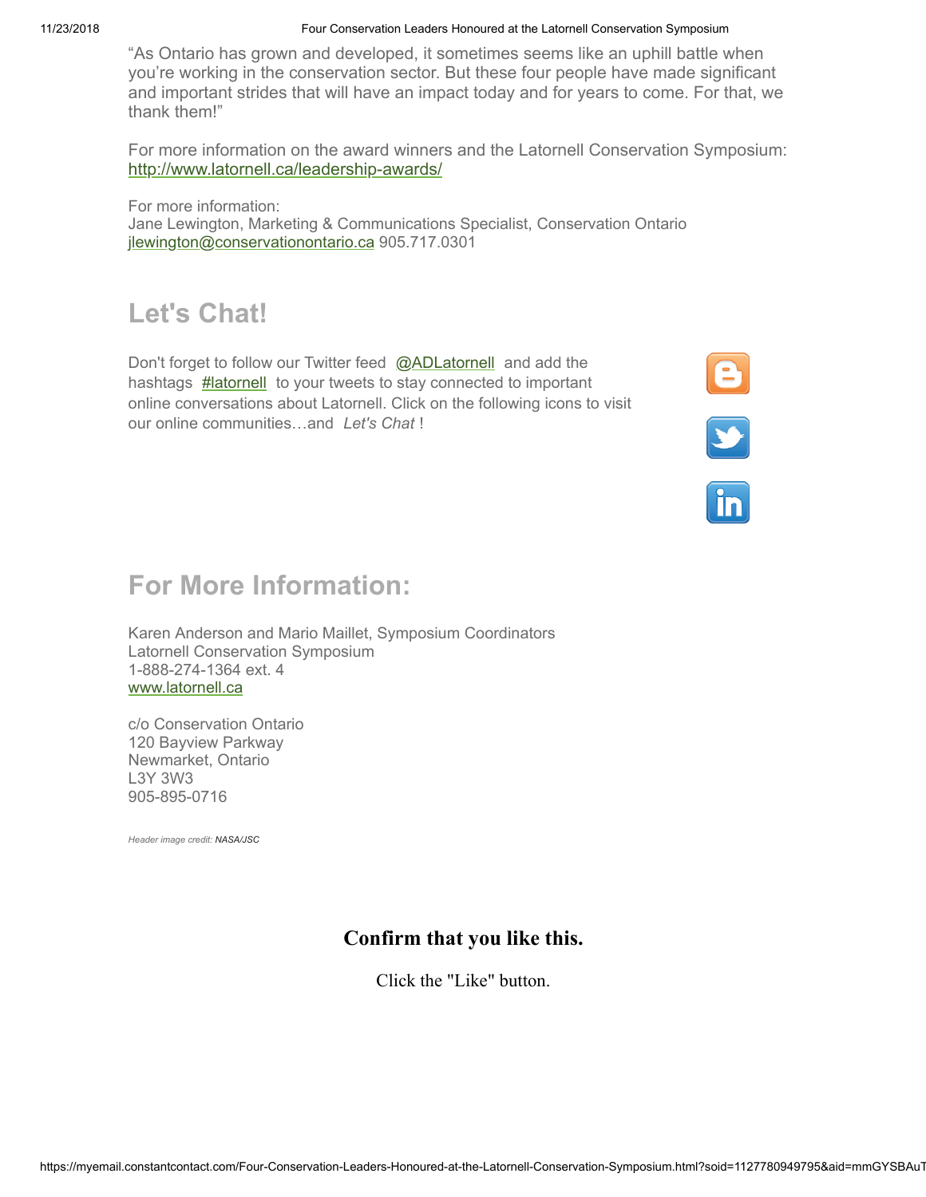“As Ontario has grown and developed, it sometimes seems like an uphill battle when you’re working in the conservation sector. But these four people have made significant and important strides that will have an impact today and for years to come. For that, we thank them!”

For more information on the award winners and the Latornell Conservation Symposium: http://www.latornell.ca/leadership-awards/

For more information:
Jane Lewington, Marketing & Communications Specialist, Conservation Ontario
jlewington@conservationontario.ca 905.717.0301

## Let's Chat!

Don't forget to follow our Twitter feed @ADLatornell and add the hashtags #latornell to your tweets to stay connected to important online conversations about Latornell. Click on the following icons to visit our online communities…and *Let's Chat* !

## For More Information:

Karen Anderson and Mario Maillet, Symposium Coordinators
Latornell Conservation Symposium
1-888-274-1364 ext. 4
www.latornell.ca

c/o Conservation Ontario
120 Bayview Parkway
Newmarket, Ontario
L3Y 3W3
905-895-0716

*Header image credit: NASA/JSC*

**Confirm that you like this.**

Click the "Like" button.